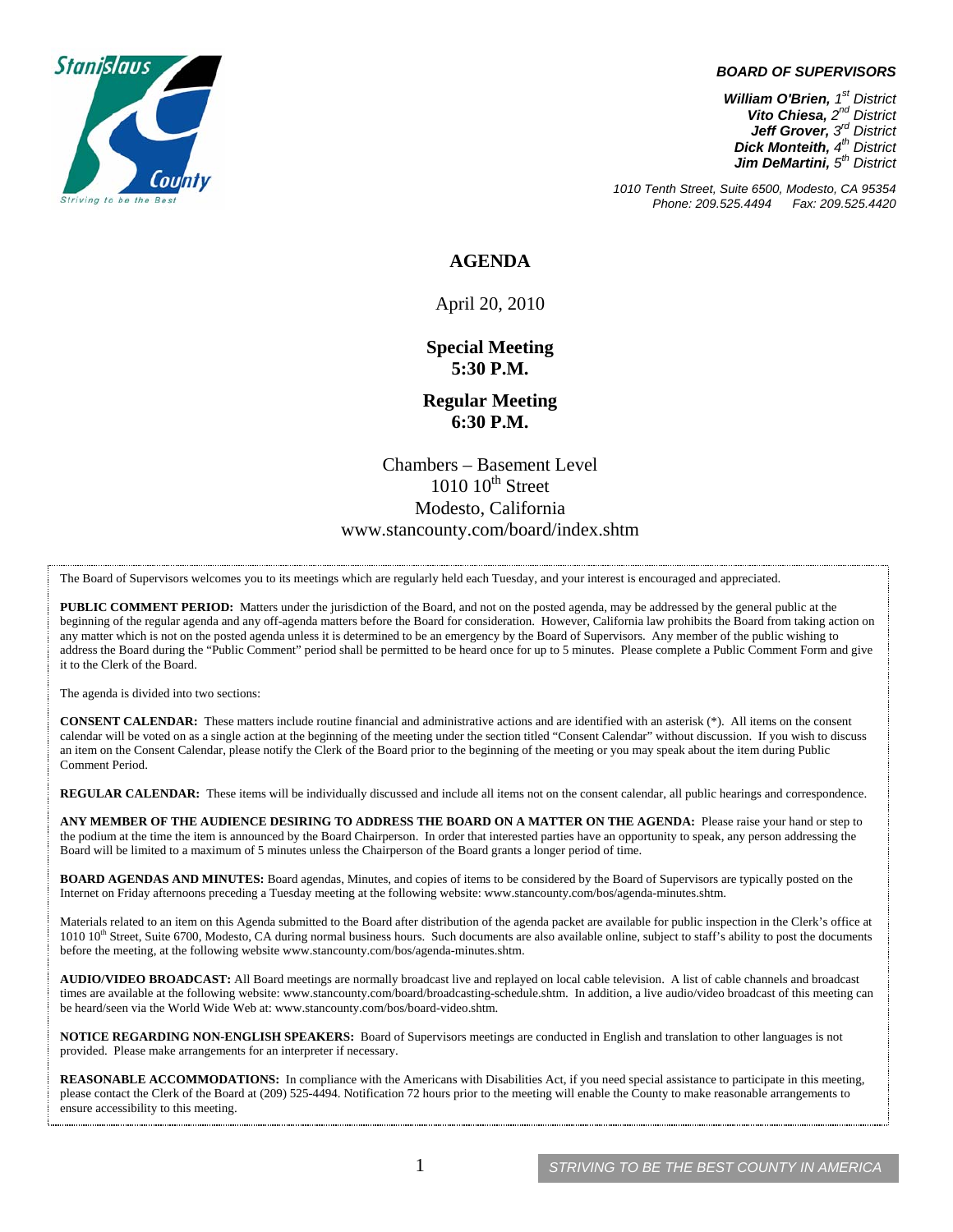Stanislaus County
Striving to be the Best

**BOARD OF SUPERVISORS**

***William O'Brien,** 1st District*
***Vito Chiesa,** 2nd District*
***Jeff Grover,** 3rd District*
***Dick Monteith,** 4th District*
***Jim DeMartini,** 5th District*

*1010 Tenth Street, Suite 6500, Modesto, CA 95354*
*Phone: 209.525.4494 Fax: 209.525.4420*

# AGENDA

April 20, 2010

**Special Meeting**
**5:30 P.M.**

**Regular Meeting**
**6:30 P.M.**

Chambers – Basement Level
1010 10th Street
Modesto, California
www.stancounty.com/board/index.shtm

The Board of Supervisors welcomes you to its meetings which are regularly held each Tuesday, and your interest is encouraged and appreciated.

**PUBLIC COMMENT PERIOD:** Matters under the jurisdiction of the Board, and not on the posted agenda, may be addressed by the general public at the beginning of the regular agenda and any off-agenda matters before the Board for consideration. However, California law prohibits the Board from taking action on any matter which is not on the posted agenda unless it is determined to be an emergency by the Board of Supervisors. Any member of the public wishing to address the Board during the "Public Comment" period shall be permitted to be heard once for up to 5 minutes. Please complete a Public Comment Form and give it to the Clerk of the Board.

The agenda is divided into two sections:

**CONSENT CALENDAR:** These matters include routine financial and administrative actions and are identified with an asterisk (*). All items on the consent calendar will be voted on as a single action at the beginning of the meeting under the section titled "Consent Calendar" without discussion. If you wish to discuss an item on the Consent Calendar, please notify the Clerk of the Board prior to the beginning of the meeting or you may speak about the item during Public Comment Period.

**REGULAR CALENDAR:** These items will be individually discussed and include all items not on the consent calendar, all public hearings and correspondence.

**ANY MEMBER OF THE AUDIENCE DESIRING TO ADDRESS THE BOARD ON A MATTER ON THE AGENDA:** Please raise your hand or step to the podium at the time the item is announced by the Board Chairperson. In order that interested parties have an opportunity to speak, any person addressing the Board will be limited to a maximum of 5 minutes unless the Chairperson of the Board grants a longer period of time.

**BOARD AGENDAS AND MINUTES:** Board agendas, Minutes, and copies of items to be considered by the Board of Supervisors are typically posted on the Internet on Friday afternoons preceding a Tuesday meeting at the following website: www.stancounty.com/bos/agenda-minutes.shtm.

Materials related to an item on this Agenda submitted to the Board after distribution of the agenda packet are available for public inspection in the Clerk's office at 1010 10th Street, Suite 6700, Modesto, CA during normal business hours. Such documents are also available online, subject to staff's ability to post the documents before the meeting, at the following website www.stancounty.com/bos/agenda-minutes.shtm.

**AUDIO/VIDEO BROADCAST:** All Board meetings are normally broadcast live and replayed on local cable television. A list of cable channels and broadcast times are available at the following website: www.stancounty.com/board/broadcasting-schedule.shtm. In addition, a live audio/video broadcast of this meeting can be heard/seen via the World Wide Web at: www.stancounty.com/bos/board-video.shtm.

**NOTICE REGARDING NON-ENGLISH SPEAKERS:** Board of Supervisors meetings are conducted in English and translation to other languages is not provided. Please make arrangements for an interpreter if necessary.

**REASONABLE ACCOMMODATIONS:** In compliance with the Americans with Disabilities Act, if you need special assistance to participate in this meeting, please contact the Clerk of the Board at (209) 525-4494. Notification 72 hours prior to the meeting will enable the County to make reasonable arrangements to ensure accessibility to this meeting.

STRIVING TO BE THE BEST COUNTY IN AMERICA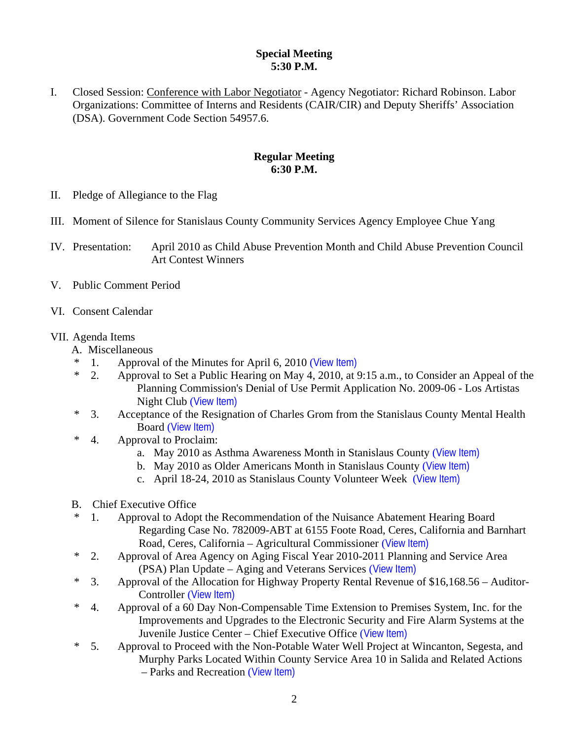**Special Meeting**
**5:30 P.M.**

I. Closed Session: <u>Conference with Labor Negotiator</u> - Agency Negotiator: Richard Robinson. Labor Organizations: Committee of Interns and Residents (CAIR/CIR) and Deputy Sheriffs' Association (DSA). Government Code Section 54957.6.

**Regular Meeting**
**6:30 P.M.**

II. Pledge of Allegiance to the Flag

III. Moment of Silence for Stanislaus County Community Services Agency Employee Chue Yang

IV. Presentation: April 2010 as Child Abuse Prevention Month and Child Abuse Prevention Council Art Contest Winners

V. Public Comment Period

VI. Consent Calendar

VII. Agenda Items

A. Miscellaneous

\* 1. Approval of the Minutes for April 6, 2010 (View Item)

\* 2. Approval to Set a Public Hearing on May 4, 2010, at 9:15 a.m., to Consider an Appeal of the Planning Commission's Denial of Use Permit Application No. 2009-06 - Los Artistas Night Club (View Item)

\* 3. Acceptance of the Resignation of Charles Grom from the Stanislaus County Mental Health Board (View Item)

\* 4. Approval to Proclaim:

a. May 2010 as Asthma Awareness Month in Stanislaus County (View Item)

b. May 2010 as Older Americans Month in Stanislaus County (View Item)

c. April 18-24, 2010 as Stanislaus County Volunteer Week (View Item)

B. Chief Executive Office

\* 1. Approval to Adopt the Recommendation of the Nuisance Abatement Hearing Board Regarding Case No. 782009-ABT at 6155 Foote Road, Ceres, California and Barnhart Road, Ceres, California – Agricultural Commissioner (View Item)

\* 2. Approval of Area Agency on Aging Fiscal Year 2010-2011 Planning and Service Area (PSA) Plan Update – Aging and Veterans Services (View Item)

\* 3. Approval of the Allocation for Highway Property Rental Revenue of $16,168.56 – Auditor-Controller (View Item)

\* 4. Approval of a 60 Day Non-Compensable Time Extension to Premises System, Inc. for the Improvements and Upgrades to the Electronic Security and Fire Alarm Systems at the Juvenile Justice Center – Chief Executive Office (View Item)

\* 5. Approval to Proceed with the Non-Potable Water Well Project at Wincanton, Segesta, and Murphy Parks Located Within County Service Area 10 in Salida and Related Actions – Parks and Recreation (View Item)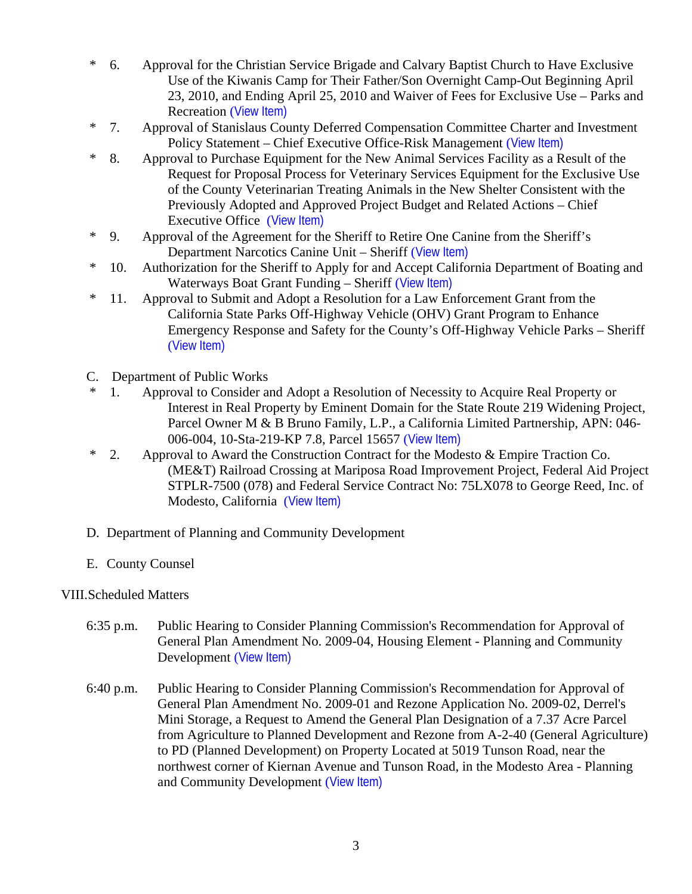\* 6. Approval for the Christian Service Brigade and Calvary Baptist Church to Have Exclusive Use of the Kiwanis Camp for Their Father/Son Overnight Camp-Out Beginning April 23, 2010, and Ending April 25, 2010 and Waiver of Fees for Exclusive Use – Parks and Recreation (View Item)

\* 7. Approval of Stanislaus County Deferred Compensation Committee Charter and Investment Policy Statement – Chief Executive Office-Risk Management (View Item)

\* 8. Approval to Purchase Equipment for the New Animal Services Facility as a Result of the Request for Proposal Process for Veterinary Services Equipment for the Exclusive Use of the County Veterinarian Treating Animals in the New Shelter Consistent with the Previously Adopted and Approved Project Budget and Related Actions – Chief Executive Office (View Item)

\* 9. Approval of the Agreement for the Sheriff to Retire One Canine from the Sheriff's Department Narcotics Canine Unit – Sheriff (View Item)

\* 10. Authorization for the Sheriff to Apply for and Accept California Department of Boating and Waterways Boat Grant Funding – Sheriff (View Item)

\* 11. Approval to Submit and Adopt a Resolution for a Law Enforcement Grant from the California State Parks Off-Highway Vehicle (OHV) Grant Program to Enhance Emergency Response and Safety for the County's Off-Highway Vehicle Parks – Sheriff (View Item)

C. Department of Public Works

\* 1. Approval to Consider and Adopt a Resolution of Necessity to Acquire Real Property or Interest in Real Property by Eminent Domain for the State Route 219 Widening Project, Parcel Owner M & B Bruno Family, L.P., a California Limited Partnership, APN: 046-006-004, 10-Sta-219-KP 7.8, Parcel 15657 (View Item)

\* 2. Approval to Award the Construction Contract for the Modesto & Empire Traction Co. (ME&T) Railroad Crossing at Mariposa Road Improvement Project, Federal Aid Project STPLR-7500 (078) and Federal Service Contract No: 75LX078 to George Reed, Inc. of Modesto, California (View Item)

D. Department of Planning and Community Development

E. County Counsel

VIII. Scheduled Matters

6:35 p.m. Public Hearing to Consider Planning Commission's Recommendation for Approval of General Plan Amendment No. 2009-04, Housing Element - Planning and Community Development (View Item)

6:40 p.m. Public Hearing to Consider Planning Commission's Recommendation for Approval of General Plan Amendment No. 2009-01 and Rezone Application No. 2009-02, Derrel's Mini Storage, a Request to Amend the General Plan Designation of a 7.37 Acre Parcel from Agriculture to Planned Development and Rezone from A-2-40 (General Agriculture) to PD (Planned Development) on Property Located at 5019 Tunson Road, near the northwest corner of Kiernan Avenue and Tunson Road, in the Modesto Area - Planning and Community Development (View Item)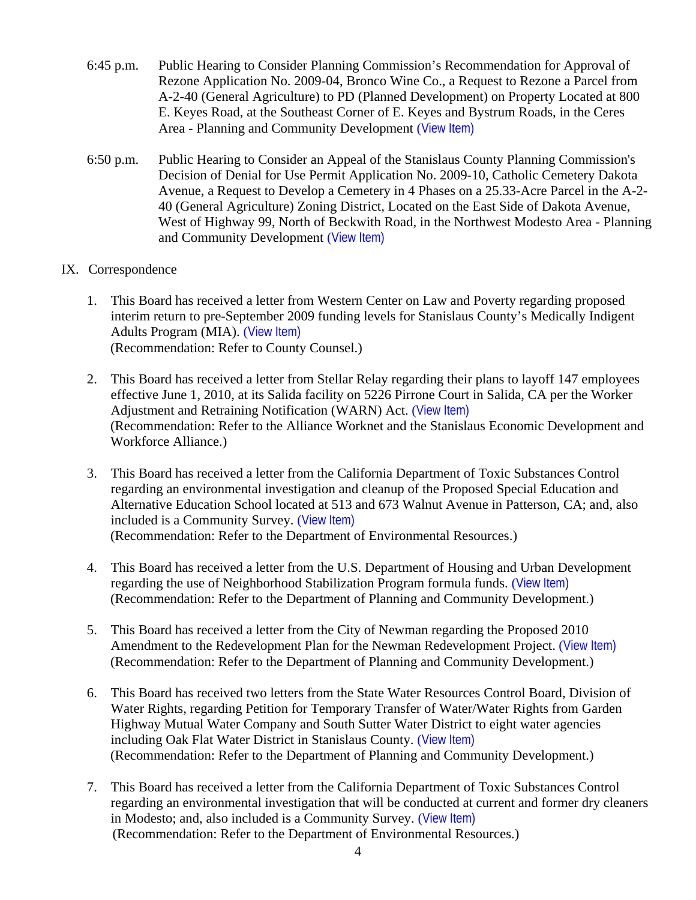6:45 p.m. Public Hearing to Consider Planning Commission's Recommendation for Approval of Rezone Application No. 2009-04, Bronco Wine Co., a Request to Rezone a Parcel from A-2-40 (General Agriculture) to PD (Planned Development) on Property Located at 800 E. Keyes Road, at the Southeast Corner of E. Keyes and Bystrum Roads, in the Ceres Area - Planning and Community Development (View Item)

6:50 p.m. Public Hearing to Consider an Appeal of the Stanislaus County Planning Commission's Decision of Denial for Use Permit Application No. 2009-10, Catholic Cemetery Dakota Avenue, a Request to Develop a Cemetery in 4 Phases on a 25.33-Acre Parcel in the A-2-40 (General Agriculture) Zoning District, Located on the East Side of Dakota Avenue, West of Highway 99, North of Beckwith Road, in the Northwest Modesto Area - Planning and Community Development (View Item)

IX. Correspondence

1. This Board has received a letter from Western Center on Law and Poverty regarding proposed interim return to pre-September 2009 funding levels for Stanislaus County's Medically Indigent Adults Program (MIA). (View Item)
   (Recommendation: Refer to County Counsel.)

2. This Board has received a letter from Stellar Relay regarding their plans to layoff 147 employees effective June 1, 2010, at its Salida facility on 5226 Pirrone Court in Salida, CA per the Worker Adjustment and Retraining Notification (WARN) Act. (View Item)
   (Recommendation: Refer to the Alliance Worknet and the Stanislaus Economic Development and Workforce Alliance.)

3. This Board has received a letter from the California Department of Toxic Substances Control regarding an environmental investigation and cleanup of the Proposed Special Education and Alternative Education School located at 513 and 673 Walnut Avenue in Patterson, CA; and, also included is a Community Survey. (View Item)
   (Recommendation: Refer to the Department of Environmental Resources.)

4. This Board has received a letter from the U.S. Department of Housing and Urban Development regarding the use of Neighborhood Stabilization Program formula funds. (View Item)
   (Recommendation: Refer to the Department of Planning and Community Development.)

5. This Board has received a letter from the City of Newman regarding the Proposed 2010 Amendment to the Redevelopment Plan for the Newman Redevelopment Project. (View Item)
   (Recommendation: Refer to the Department of Planning and Community Development.)

6. This Board has received two letters from the State Water Resources Control Board, Division of Water Rights, regarding Petition for Temporary Transfer of Water/Water Rights from Garden Highway Mutual Water Company and South Sutter Water District to eight water agencies including Oak Flat Water District in Stanislaus County. (View Item)
   (Recommendation: Refer to the Department of Planning and Community Development.)

7. This Board has received a letter from the California Department of Toxic Substances Control regarding an environmental investigation that will be conducted at current and former dry cleaners in Modesto; and, also included is a Community Survey. (View Item)
   (Recommendation: Refer to the Department of Environmental Resources.)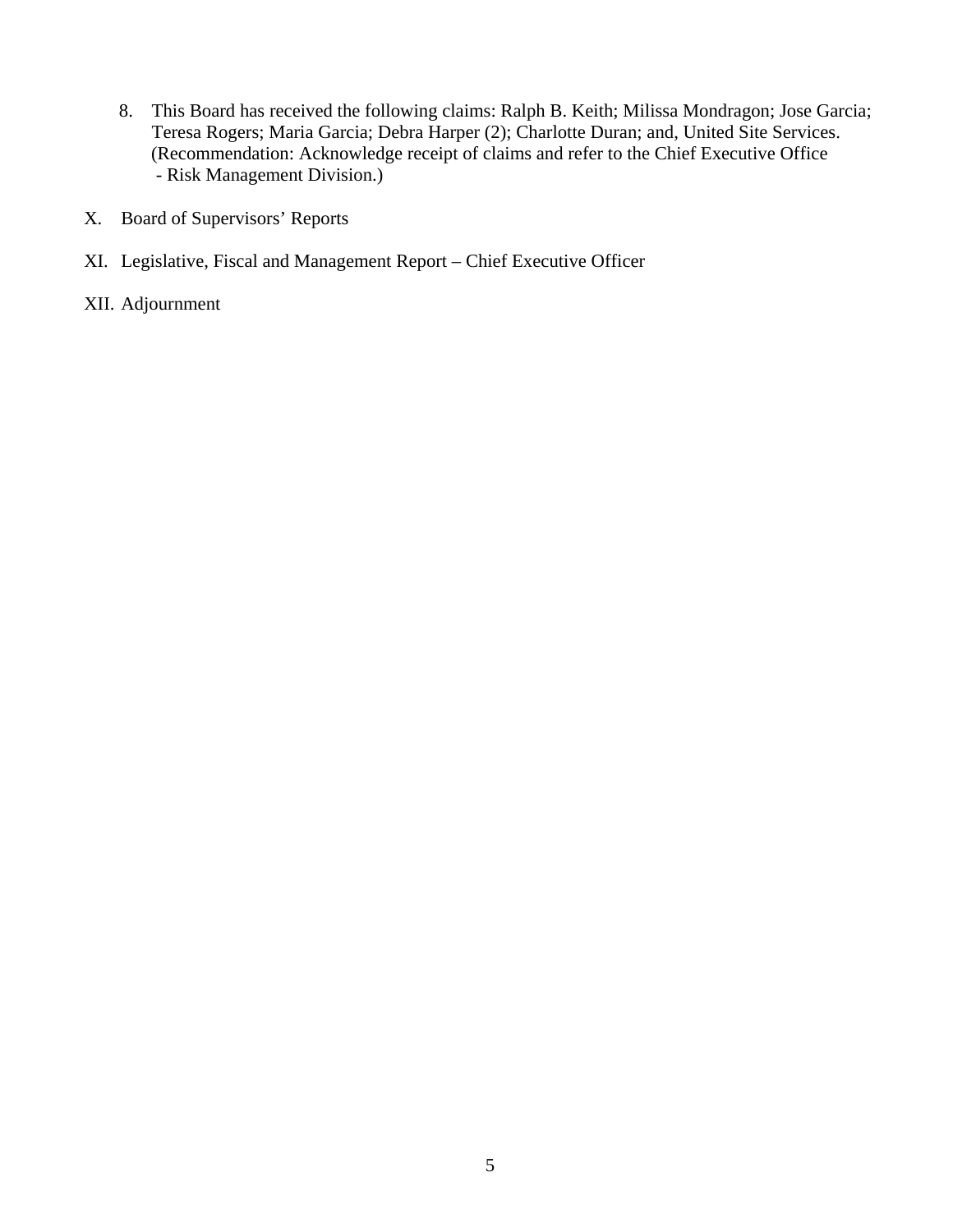8. This Board has received the following claims: Ralph B. Keith; Milissa Mondragon; Jose Garcia; Teresa Rogers; Maria Garcia; Debra Harper (2); Charlotte Duran; and, United Site Services. (Recommendation: Acknowledge receipt of claims and refer to the Chief Executive Office - Risk Management Division.)

X. Board of Supervisors' Reports

XI. Legislative, Fiscal and Management Report – Chief Executive Officer

XII. Adjournment